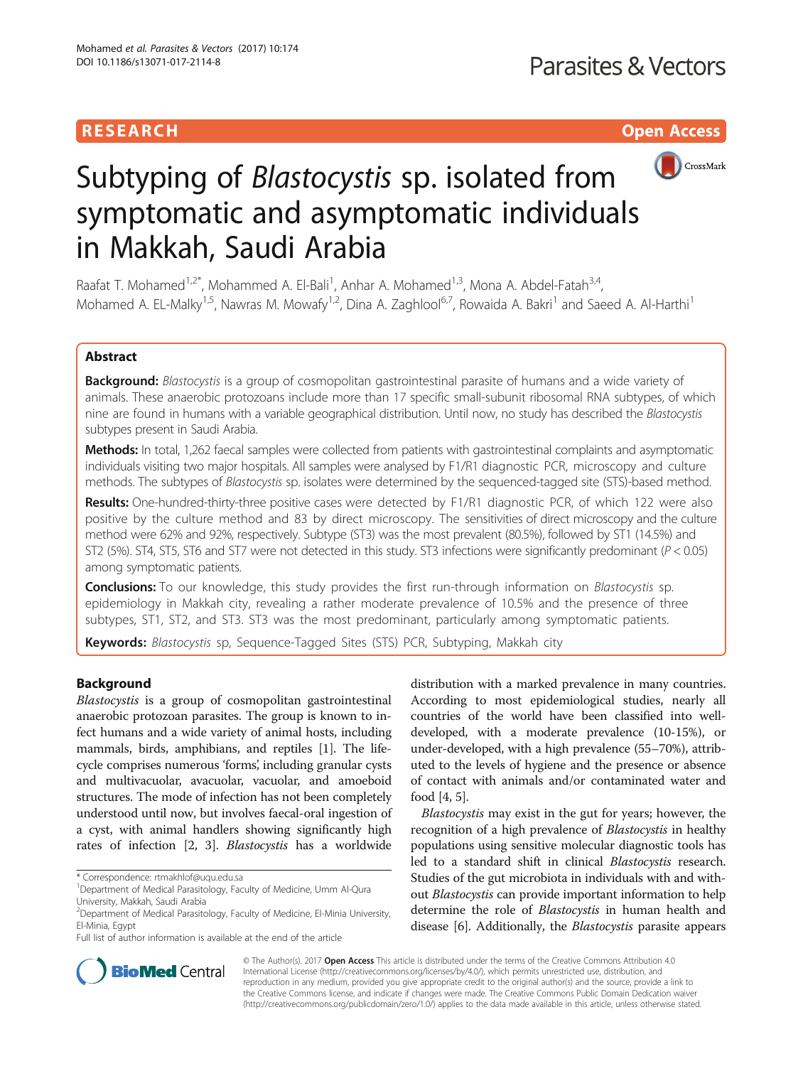**RESEARCH** **Open Access**

# Subtyping of *Blastocystis* sp. isolated from symptomatic and asymptomatic individuals in Makkah, Saudi Arabia

Raafat T. Mohamed[1,2*], Mohammed A. El-Bali[1], Anhar A. Mohamed[1,3], Mona A. Abdel-Fatah[3,4], Mohamed A. EL-Malky[1,5], Nawras M. Mowafy[1,2], Dina A. Zaghlool[6,7], Rowaida A. Bakri[1] and Saeed A. Al-Harthi[1]

## Abstract

**Background:** *Blastocystis* is a group of cosmopolitan gastrointestinal parasite of humans and a wide variety of animals. These anaerobic protozoans include more than 17 specific small-subunit ribosomal RNA subtypes, of which nine are found in humans with a variable geographical distribution. Until now, no study has described the *Blastocystis* subtypes present in Saudi Arabia.

**Methods:** In total, 1,262 faecal samples were collected from patients with gastrointestinal complaints and asymptomatic individuals visiting two major hospitals. All samples were analysed by F1/R1 diagnostic PCR, microscopy and culture methods. The subtypes of *Blastocystis* sp. isolates were determined by the sequenced-tagged site (STS)-based method.

**Results:** One-hundred-thirty-three positive cases were detected by F1/R1 diagnostic PCR, of which 122 were also positive by the culture method and 83 by direct microscopy. The sensitivities of direct microscopy and the culture method were 62% and 92%, respectively. Subtype (ST3) was the most prevalent (80.5%), followed by ST1 (14.5%) and ST2 (5%). ST4, ST5, ST6 and ST7 were not detected in this study. ST3 infections were significantly predominant ($P < 0.05$) among symptomatic patients.

**Conclusions:** To our knowledge, this study provides the first run-through information on *Blastocystis* sp. epidemiology in Makkah city, revealing a rather moderate prevalence of 10.5% and the presence of three subtypes, ST1, ST2, and ST3. ST3 was the most predominant, particularly among symptomatic patients.

**Keywords:** *Blastocystis* sp, Sequence-Tagged Sites (STS) PCR, Subtyping, Makkah city

## Background

*Blastocystis* is a group of cosmopolitan gastrointestinal anaerobic protozoan parasites. The group is known to infect humans and a wide variety of animal hosts, including mammals, birds, amphibians, and reptiles [1]. The life-cycle comprises numerous 'forms', including granular cysts and multivacuolar, avacuolar, vacuolar, and amoeboid structures. The mode of infection has not been completely understood until now, but involves faecal-oral ingestion of a cyst, with animal handlers showing significantly high rates of infection [2, 3]. *Blastocystis* has a worldwide distribution with a marked prevalence in many countries. According to most epidemiological studies, nearly all countries of the world have been classified into well-developed, with a moderate prevalence (10-15%), or under-developed, with a high prevalence (55–70%), attributed to the levels of hygiene and the presence or absence of contact with animals and/or contaminated water and food [4, 5].

*Blastocystis* may exist in the gut for years; however, the recognition of a high prevalence of *Blastocystis* in healthy populations using sensitive molecular diagnostic tools has led to a standard shift in clinical *Blastocystis* research. Studies of the gut microbiota in individuals with and without *Blastocystis* can provide important information to help determine the role of *Blastocystis* in human health and disease [6]. Additionally, the *Blastocystis* parasite appears

* Correspondence: rtmakhlof@uqu.edu.sa
[1]Department of Medical Parasitology, Faculty of Medicine, Umm Al-Qura University, Makkah, Saudi Arabia
[2]Department of Medical Parasitology, Faculty of Medicine, El-Minia University, El-Minia, Egypt
Full list of author information is available at the end of the article

© The Author(s). 2017 **Open Access** This article is distributed under the terms of the Creative Commons Attribution 4.0 International License (http://creativecommons.org/licenses/by/4.0/), which permits unrestricted use, distribution, and reproduction in any medium, provided you give appropriate credit to the original author(s) and the source, provide a link to the Creative Commons license, and indicate if changes were made. The Creative Commons Public Domain Dedication waiver (http://creativecommons.org/publicdomain/zero/1.0/) applies to the data made available in this article, unless otherwise stated.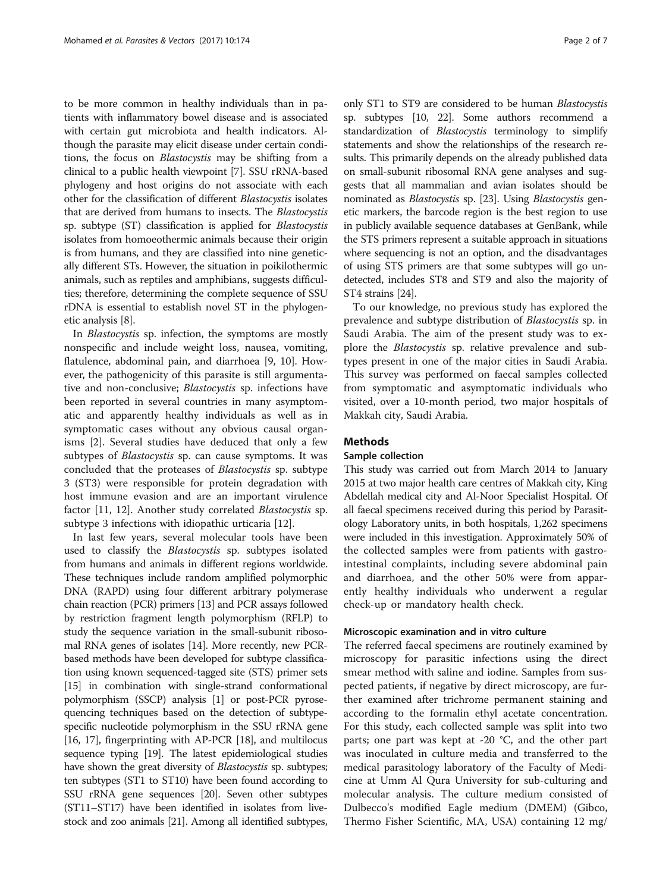to be more common in healthy individuals than in patients with inflammatory bowel disease and is associated with certain gut microbiota and health indicators. Although the parasite may elicit disease under certain conditions, the focus on *Blastocystis* may be shifting from a clinical to a public health viewpoint [7]. SSU rRNA-based phylogeny and host origins do not associate with each other for the classification of different *Blastocystis* isolates that are derived from humans to insects. The *Blastocystis* sp. subtype (ST) classification is applied for *Blastocystis* isolates from homoeothermic animals because their origin is from humans, and they are classified into nine genetically different STs. However, the situation in poikilothermic animals, such as reptiles and amphibians, suggests difficulties; therefore, determining the complete sequence of SSU rDNA is essential to establish novel ST in the phylogenetic analysis [8].

In *Blastocystis* sp. infection, the symptoms are mostly nonspecific and include weight loss, nausea, vomiting, flatulence, abdominal pain, and diarrhoea [9, 10]. However, the pathogenicity of this parasite is still argumentative and non-conclusive; *Blastocystis* sp. infections have been reported in several countries in many asymptomatic and apparently healthy individuals as well as in symptomatic cases without any obvious causal organisms [2]. Several studies have deduced that only a few subtypes of *Blastocystis* sp. can cause symptoms. It was concluded that the proteases of *Blastocystis* sp. subtype 3 (ST3) were responsible for protein degradation with host immune evasion and are an important virulence factor [11, 12]. Another study correlated *Blastocystis* sp. subtype 3 infections with idiopathic urticaria [12].

In last few years, several molecular tools have been used to classify the *Blastocystis* sp. subtypes isolated from humans and animals in different regions worldwide. These techniques include random amplified polymorphic DNA (RAPD) using four different arbitrary polymerase chain reaction (PCR) primers [13] and PCR assays followed by restriction fragment length polymorphism (RFLP) to study the sequence variation in the small-subunit ribosomal RNA genes of isolates [14]. More recently, new PCR-based methods have been developed for subtype classification using known sequenced-tagged site (STS) primer sets [15] in combination with single-strand conformational polymorphism (SSCP) analysis [1] or post-PCR pyrosequencing techniques based on the detection of subtype-specific nucleotide polymorphism in the SSU rRNA gene [16, 17], fingerprinting with AP-PCR [18], and multilocus sequence typing [19]. The latest epidemiological studies have shown the great diversity of *Blastocystis* sp. subtypes; ten subtypes (ST1 to ST10) have been found according to SSU rRNA gene sequences [20]. Seven other subtypes (ST11–ST17) have been identified in isolates from livestock and zoo animals [21]. Among all identified subtypes, only ST1 to ST9 are considered to be human *Blastocystis* sp. subtypes [10, 22]. Some authors recommend a standardization of *Blastocystis* terminology to simplify statements and show the relationships of the research results. This primarily depends on the already published data on small-subunit ribosomal RNA gene analyses and suggests that all mammalian and avian isolates should be nominated as *Blastocystis* sp. [23]. Using *Blastocystis* genetic markers, the barcode region is the best region to use in publicly available sequence databases at GenBank, while the STS primers represent a suitable approach in situations where sequencing is not an option, and the disadvantages of using STS primers are that some subtypes will go undetected, includes ST8 and ST9 and also the majority of ST4 strains [24].

To our knowledge, no previous study has explored the prevalence and subtype distribution of *Blastocystis* sp. in Saudi Arabia. The aim of the present study was to explore the *Blastocystis* sp. relative prevalence and subtypes present in one of the major cities in Saudi Arabia. This survey was performed on faecal samples collected from symptomatic and asymptomatic individuals who visited, over a 10-month period, two major hospitals of Makkah city, Saudi Arabia.

## Methods

### Sample collection

This study was carried out from March 2014 to January 2015 at two major health care centres of Makkah city, King Abdellah medical city and Al-Noor Specialist Hospital. Of all faecal specimens received during this period by Parasitology Laboratory units, in both hospitals, 1,262 specimens were included in this investigation. Approximately 50% of the collected samples were from patients with gastrointestinal complaints, including severe abdominal pain and diarrhoea, and the other 50% were from apparently healthy individuals who underwent a regular check-up or mandatory health check.

### Microscopic examination and in vitro culture

The referred faecal specimens are routinely examined by microscopy for parasitic infections using the direct smear method with saline and iodine. Samples from suspected patients, if negative by direct microscopy, are further examined after trichrome permanent staining and according to the formalin ethyl acetate concentration. For this study, each collected sample was split into two parts; one part was kept at -20 °C, and the other part was inoculated in culture media and transferred to the medical parasitology laboratory of the Faculty of Medicine at Umm Al Qura University for sub-culturing and molecular analysis. The culture medium consisted of Dulbecco's modified Eagle medium (DMEM) (Gibco, Thermo Fisher Scientific, MA, USA) containing 12 mg/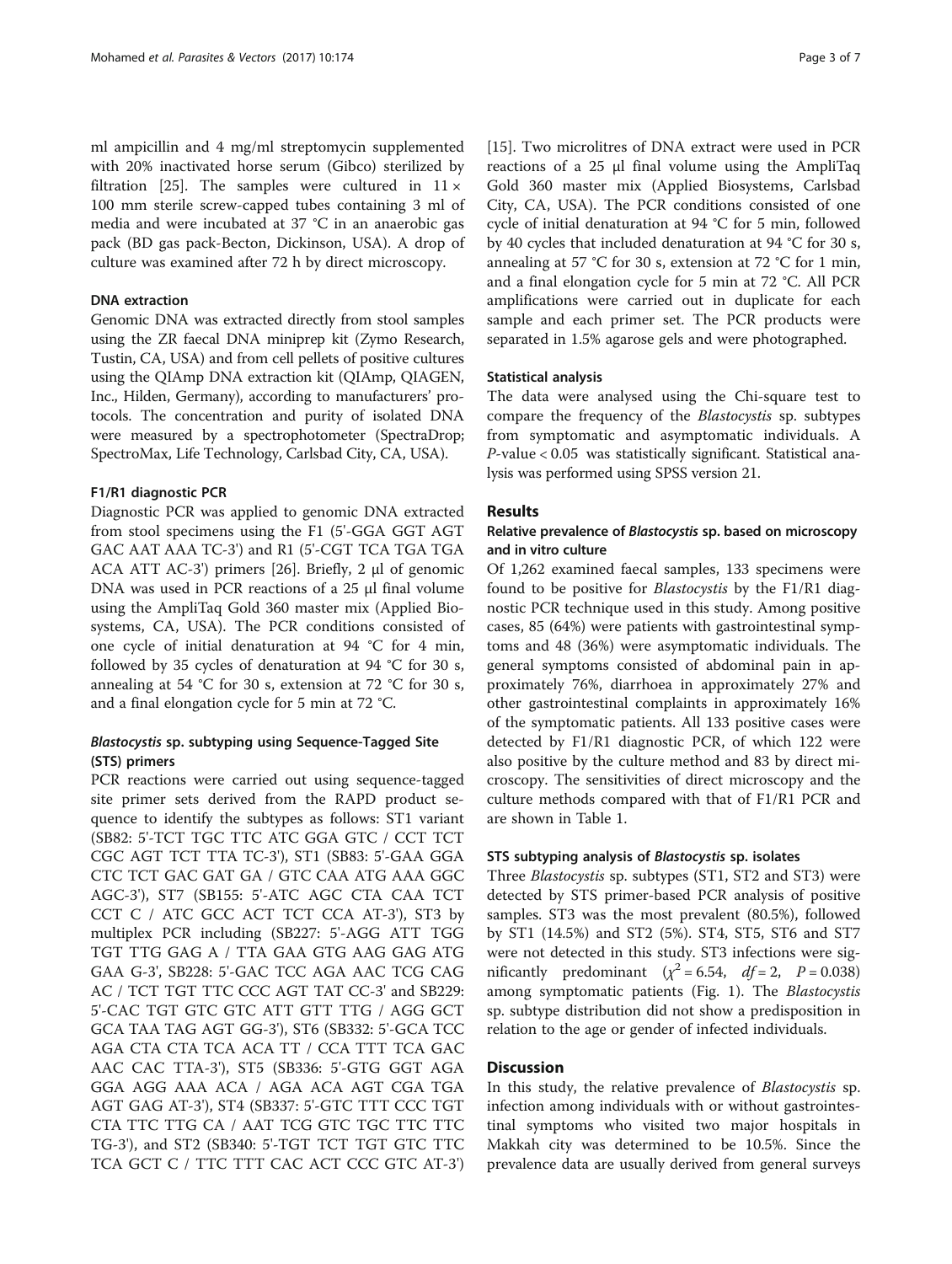ml ampicillin and 4 mg/ml streptomycin supplemented with 20% inactivated horse serum (Gibco) sterilized by filtration [25]. The samples were cultured in 11 × 100 mm sterile screw-capped tubes containing 3 ml of media and were incubated at 37 °C in an anaerobic gas pack (BD gas pack-Becton, Dickinson, USA). A drop of culture was examined after 72 h by direct microscopy.

#### DNA extraction

Genomic DNA was extracted directly from stool samples using the ZR faecal DNA miniprep kit (Zymo Research, Tustin, CA, USA) and from cell pellets of positive cultures using the QIAmp DNA extraction kit (QIAmp, QIAGEN, Inc., Hilden, Germany), according to manufacturers' protocols. The concentration and purity of isolated DNA were measured by a spectrophotometer (SpectraDrop; SpectroMax, Life Technology, Carlsbad City, CA, USA).

#### F1/R1 diagnostic PCR

Diagnostic PCR was applied to genomic DNA extracted from stool specimens using the F1 (5'-GGA GGT AGT GAC AAT AAA TC-3') and R1 (5'-CGT TCA TGA TGA ACA ATT AC-3') primers [26]. Briefly, 2 μl of genomic DNA was used in PCR reactions of a 25 μl final volume using the AmpliTaq Gold 360 master mix (Applied Biosystems, CA, USA). The PCR conditions consisted of one cycle of initial denaturation at 94 °C for 4 min, followed by 35 cycles of denaturation at 94 °C for 30 s, annealing at 54 °C for 30 s, extension at 72 °C for 30 s, and a final elongation cycle for 5 min at 72 °C.

#### *Blastocystis* sp. subtyping using Sequence-Tagged Site (STS) primers

PCR reactions were carried out using sequence-tagged site primer sets derived from the RAPD product sequence to identify the subtypes as follows: ST1 variant (SB82: 5'-TCT TGC TTC ATC GGA GTC / CCT TCT CGC AGT TCT TTA TC-3'), ST1 (SB83: 5'-GAA GGA CTC TCT GAC GAT GA / GTC CAA ATG AAA GGC AGC-3'), ST7 (SB155: 5'-ATC AGC CTA CAA TCT CCT C / ATC GCC ACT TCT CCA AT-3'), ST3 by multiplex PCR including (SB227: 5'-AGG ATT TGG TGT TTG GAG A / TTA GAA GTG AAG GAG ATG GAA G-3', SB228: 5'-GAC TCC AGA AAC TCG CAG AC / TCT TGT TTC CCC AGT TAT CC-3' and SB229: 5'-CAC TGT GTC GTC ATT GTT TTG / AGG GCT GCA TAA TAG AGT GG-3'), ST6 (SB332: 5'-GCA TCC AGA CTA CTA TCA ACA TT / CCA TTT TCA GAC AAC CAC TTA-3'), ST5 (SB336: 5'-GTG GGT AGA GGA AGG AAA ACA / AGA ACA AGT CGA TGA AGT GAG AT-3'), ST4 (SB337: 5'-GTC TTT CCC TGT CTA TTC TTG CA / AAT TCG GTC TGC TTC TTC TG-3'), and ST2 (SB340: 5'-TGT TCT TGT GTC TTC TCA GCT C / TTC TTT CAC ACT CCC GTC AT-3') [15]. Two microlitres of DNA extract were used in PCR reactions of a 25 μl final volume using the AmpliTaq Gold 360 master mix (Applied Biosystems, Carlsbad City, CA, USA). The PCR conditions consisted of one cycle of initial denaturation at 94 °C for 5 min, followed by 40 cycles that included denaturation at 94 °C for 30 s, annealing at 57 °C for 30 s, extension at 72 °C for 1 min, and a final elongation cycle for 5 min at 72 °C. All PCR amplifications were carried out in duplicate for each sample and each primer set. The PCR products were separated in 1.5% agarose gels and were photographed.

#### Statistical analysis

The data were analysed using the Chi-square test to compare the frequency of the *Blastocystis* sp. subtypes from symptomatic and asymptomatic individuals. A $P$-value < 0.05 was statistically significant. Statistical analysis was performed using SPSS version 21.

## Results

#### Relative prevalence of *Blastocystis* sp. based on microscopy and in vitro culture

Of 1,262 examined faecal samples, 133 specimens were found to be positive for *Blastocystis* by the F1/R1 diagnostic PCR technique used in this study. Among positive cases, 85 (64%) were patients with gastrointestinal symptoms and 48 (36%) were asymptomatic individuals. The general symptoms consisted of abdominal pain in approximately 76%, diarrhoea in approximately 27% and other gastrointestinal complaints in approximately 16% of the symptomatic patients. All 133 positive cases were detected by F1/R1 diagnostic PCR, of which 122 were also positive by the culture method and 83 by direct microscopy. The sensitivities of direct microscopy and the culture methods compared with that of F1/R1 PCR and are shown in Table 1.

#### STS subtyping analysis of *Blastocystis* sp. isolates

Three *Blastocystis* sp. subtypes (ST1, ST2 and ST3) were detected by STS primer-based PCR analysis of positive samples. ST3 was the most prevalent (80.5%), followed by ST1 (14.5%) and ST2 (5%). ST4, ST5, ST6 and ST7 were not detected in this study. ST3 infections were significantly predominant ($\chi^2 = 6.54$, $df = 2$, $P = 0.038$) among symptomatic patients (Fig. 1). The *Blastocystis* sp. subtype distribution did not show a predisposition in relation to the age or gender of infected individuals.

## Discussion

In this study, the relative prevalence of *Blastocystis* sp. infection among individuals with or without gastrointestinal symptoms who visited two major hospitals in Makkah city was determined to be 10.5%. Since the prevalence data are usually derived from general surveys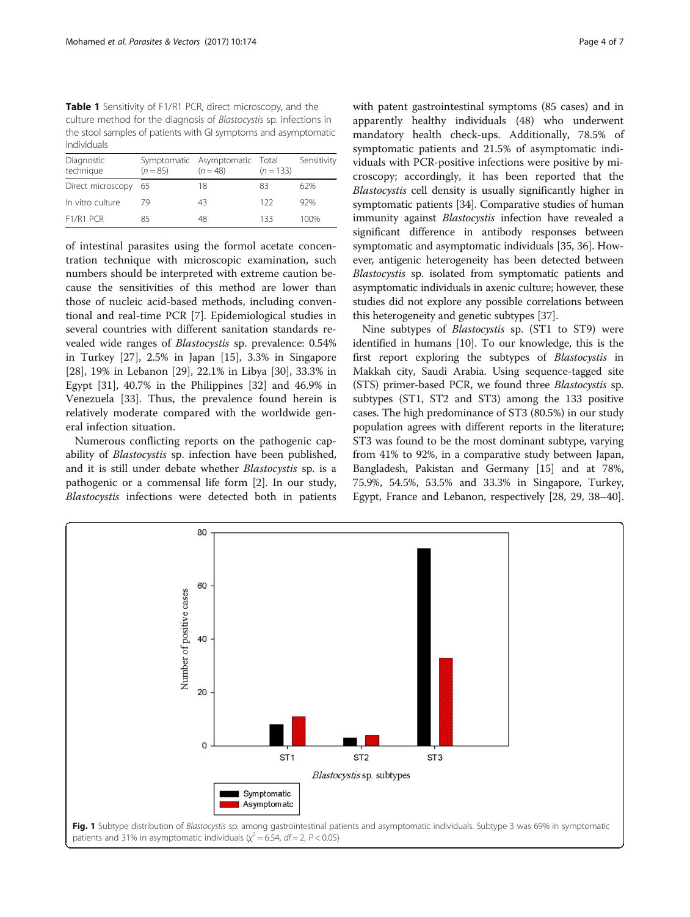**Table 1** Sensitivity of F1/R1 PCR, direct microscopy, and the culture method for the diagnosis of *Blastocystis* sp. infections in the stool samples of patients with GI symptoms and asymptomatic individuals

| Diagnostic technique | Symptomatic (*n* = 85) | Asymptomatic (*n* = 48) | Total (*n* = 133) | Sensitivity |
|---|---|---|---|---|
| Direct microscopy | 65 | 18 | 83 | 62% |
| In vitro culture | 79 | 43 | 122 | 92% |
| F1/R1 PCR | 85 | 48 | 133 | 100% |

of intestinal parasites using the formol acetate concentration technique with microscopic examination, such numbers should be interpreted with extreme caution because the sensitivities of this method are lower than those of nucleic acid-based methods, including conventional and real-time PCR [7]. Epidemiological studies in several countries with different sanitation standards revealed wide ranges of *Blastocystis* sp. prevalence: 0.54% in Turkey [27], 2.5% in Japan [15], 3.3% in Singapore [28], 19% in Lebanon [29], 22.1% in Libya [30], 33.3% in Egypt [31], 40.7% in the Philippines [32] and 46.9% in Venezuela [33]. Thus, the prevalence found herein is relatively moderate compared with the worldwide general infection situation.

Numerous conflicting reports on the pathogenic capability of *Blastocystis* sp. infection have been published, and it is still under debate whether *Blastocystis* sp. is a pathogenic or a commensal life form [2]. In our study, *Blastocystis* infections were detected both in patients with patent gastrointestinal symptoms (85 cases) and in apparently healthy individuals (48) who underwent mandatory health check-ups. Additionally, 78.5% of symptomatic patients and 21.5% of asymptomatic individuals with PCR-positive infections were positive by microscopy; accordingly, it has been reported that the *Blastocystis* cell density is usually significantly higher in symptomatic patients [34]. Comparative studies of human immunity against *Blastocystis* infection have revealed a significant difference in antibody responses between symptomatic and asymptomatic individuals [35, 36]. However, antigenic heterogeneity has been detected between *Blastocystis* sp. isolated from symptomatic patients and asymptomatic individuals in axenic culture; however, these studies did not explore any possible correlations between this heterogeneity and genetic subtypes [37].

Nine subtypes of *Blastocystis* sp. (ST1 to ST9) were identified in humans [10]. To our knowledge, this is the first report exploring the subtypes of *Blastocystis* in Makkah city, Saudi Arabia. Using sequence-tagged site (STS) primer-based PCR, we found three *Blastocystis* sp. subtypes (ST1, ST2 and ST3) among the 133 positive cases. The high predominance of ST3 (80.5%) in our study population agrees with different reports in the literature; ST3 was found to be the most dominant subtype, varying from 41% to 92%, in a comparative study between Japan, Bangladesh, Pakistan and Germany [15] and at 78%, 75.9%, 54.5%, 53.5% and 33.3% in Singapore, Turkey, Egypt, France and Lebanon, respectively [28, 29, 38–40].

**Fig. 1** Subtype distribution of *Blastocystis* sp. among gastrointestinal patients and asymptomatic individuals. Subtype 3 was 69% in symptomatic patients and 31% in asymptomatic individuals ($\chi^2 = 6.54$, $df = 2$, $P < 0.05$)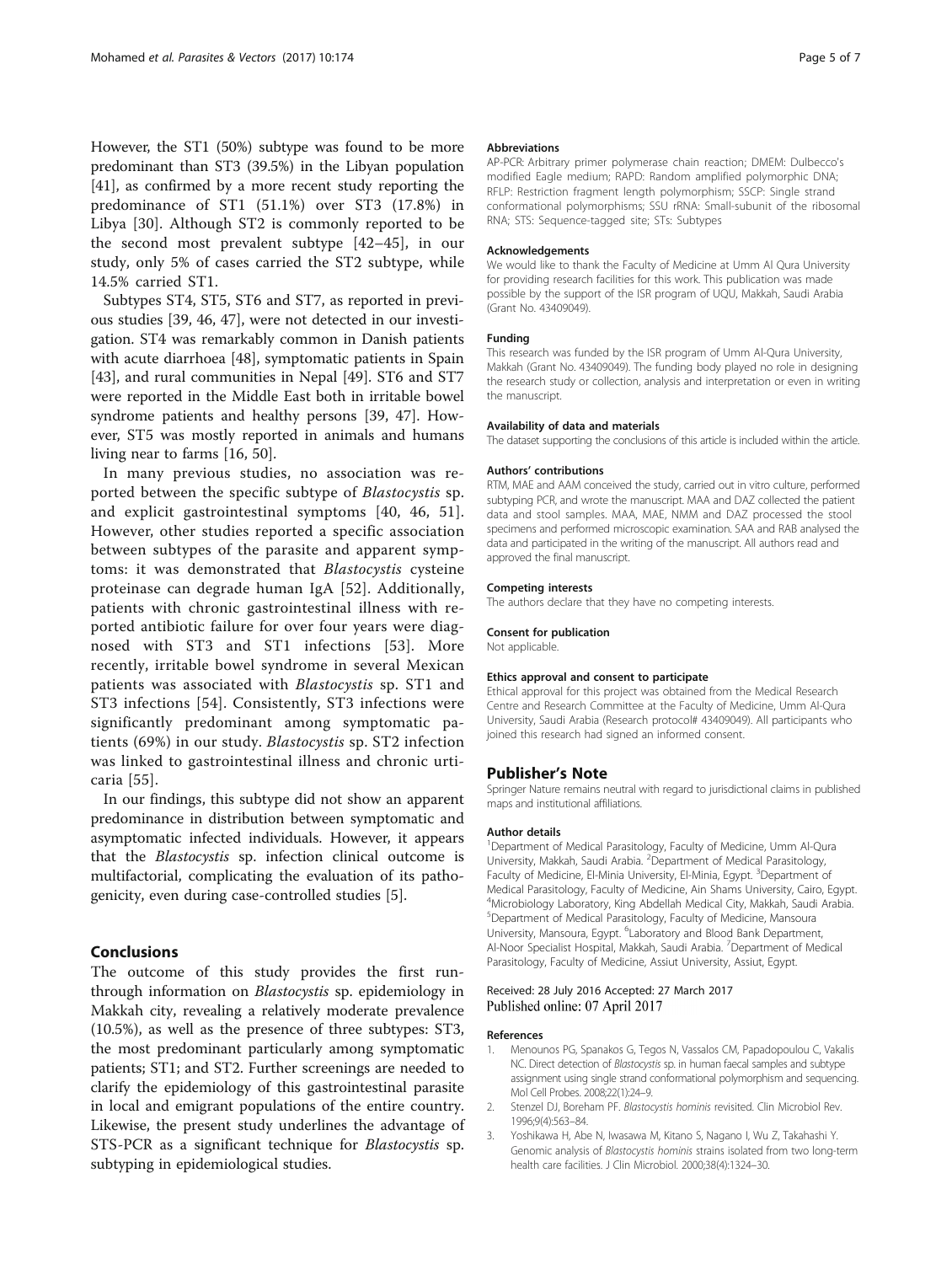However, the ST1 (50%) subtype was found to be more predominant than ST3 (39.5%) in the Libyan population [41], as confirmed by a more recent study reporting the predominance of ST1 (51.1%) over ST3 (17.8%) in Libya [30]. Although ST2 is commonly reported to be the second most prevalent subtype [42–45], in our study, only 5% of cases carried the ST2 subtype, while 14.5% carried ST1.

Subtypes ST4, ST5, ST6 and ST7, as reported in previous studies [39, 46, 47], were not detected in our investigation. ST4 was remarkably common in Danish patients with acute diarrhoea [48], symptomatic patients in Spain [43], and rural communities in Nepal [49]. ST6 and ST7 were reported in the Middle East both in irritable bowel syndrome patients and healthy persons [39, 47]. However, ST5 was mostly reported in animals and humans living near to farms [16, 50].

In many previous studies, no association was reported between the specific subtype of *Blastocystis* sp. and explicit gastrointestinal symptoms [40, 46, 51]. However, other studies reported a specific association between subtypes of the parasite and apparent symptoms: it was demonstrated that *Blastocystis* cysteine proteinase can degrade human IgA [52]. Additionally, patients with chronic gastrointestinal illness with reported antibiotic failure for over four years were diagnosed with ST3 and ST1 infections [53]. More recently, irritable bowel syndrome in several Mexican patients was associated with *Blastocystis* sp. ST1 and ST3 infections [54]. Consistently, ST3 infections were significantly predominant among symptomatic patients (69%) in our study. *Blastocystis* sp. ST2 infection was linked to gastrointestinal illness and chronic urticaria [55].

In our findings, this subtype did not show an apparent predominance in distribution between symptomatic and asymptomatic infected individuals. However, it appears that the *Blastocystis* sp. infection clinical outcome is multifactorial, complicating the evaluation of its pathogenicity, even during case-controlled studies [5].

## Conclusions

The outcome of this study provides the first run-through information on *Blastocystis* sp. epidemiology in Makkah city, revealing a relatively moderate prevalence (10.5%), as well as the presence of three subtypes: ST3, the most predominant particularly among symptomatic patients; ST1; and ST2. Further screenings are needed to clarify the epidemiology of this gastrointestinal parasite in local and emigrant populations of the entire country. Likewise, the present study underlines the advantage of STS-PCR as a significant technique for *Blastocystis* sp. subtyping in epidemiological studies.

#### Abbreviations

AP-PCR: Arbitrary primer polymerase chain reaction; DMEM: Dulbecco's modified Eagle medium; RAPD: Random amplified polymorphic DNA; RFLP: Restriction fragment length polymorphism; SSCP: Single strand conformational polymorphisms; SSU rRNA: Small-subunit of the ribosomal RNA; STS: Sequence-tagged site; STs: Subtypes

#### Acknowledgements

We would like to thank the Faculty of Medicine at Umm Al Qura University for providing research facilities for this work. This publication was made possible by the support of the ISR program of UQU, Makkah, Saudi Arabia (Grant No. 43409049).

#### Funding

This research was funded by the ISR program of Umm Al-Qura University, Makkah (Grant No. 43409049). The funding body played no role in designing the research study or collection, analysis and interpretation or even in writing the manuscript.

#### Availability of data and materials

The dataset supporting the conclusions of this article is included within the article.

#### Authors' contributions

RTM, MAE and AAM conceived the study, carried out in vitro culture, performed subtyping PCR, and wrote the manuscript. MAA and DAZ collected the patient data and stool samples. MAA, MAE, NMM and DAZ processed the stool specimens and performed microscopic examination. SAA and RAB analysed the data and participated in the writing of the manuscript. All authors read and approved the final manuscript.

#### Competing interests

The authors declare that they have no competing interests.

#### Consent for publication

Not applicable.

#### Ethics approval and consent to participate

Ethical approval for this project was obtained from the Medical Research Centre and Research Committee at the Faculty of Medicine, Umm Al-Qura University, Saudi Arabia (Research protocol# 43409049). All participants who joined this research had signed an informed consent.

## Publisher's Note

Springer Nature remains neutral with regard to jurisdictional claims in published maps and institutional affiliations.

#### Author details

[1]Department of Medical Parasitology, Faculty of Medicine, Umm Al-Qura University, Makkah, Saudi Arabia. [2]Department of Medical Parasitology, Faculty of Medicine, El-Minia University, El-Minia, Egypt. [3]Department of Medical Parasitology, Faculty of Medicine, Ain Shams University, Cairo, Egypt. [4]Microbiology Laboratory, King Abdellah Medical City, Makkah, Saudi Arabia. [5]Department of Medical Parasitology, Faculty of Medicine, Mansoura University, Mansoura, Egypt. [6]Laboratory and Blood Bank Department, Al-Noor Specialist Hospital, Makkah, Saudi Arabia. [7]Department of Medical Parasitology, Faculty of Medicine, Assiut University, Assiut, Egypt.

Received: 28 July 2016 Accepted: 27 March 2017
Published online: 07 April 2017

#### References

1. Menounos PG, Spanakos G, Tegos N, Vassalos CM, Papadopoulou C, Vakalis NC. Direct detection of *Blastocystis* sp. in human faecal samples and subtype assignment using single strand conformational polymorphism and sequencing. Mol Cell Probes. 2008;22(1):24–9.
2. Stenzel DJ, Boreham PF. *Blastocystis hominis* revisited. Clin Microbiol Rev. 1996;9(4):563–84.
3. Yoshikawa H, Abe N, Iwasawa M, Kitano S, Nagano I, Wu Z, Takahashi Y. Genomic analysis of *Blastocystis hominis* strains isolated from two long-term health care facilities. J Clin Microbiol. 2000;38(4):1324–30.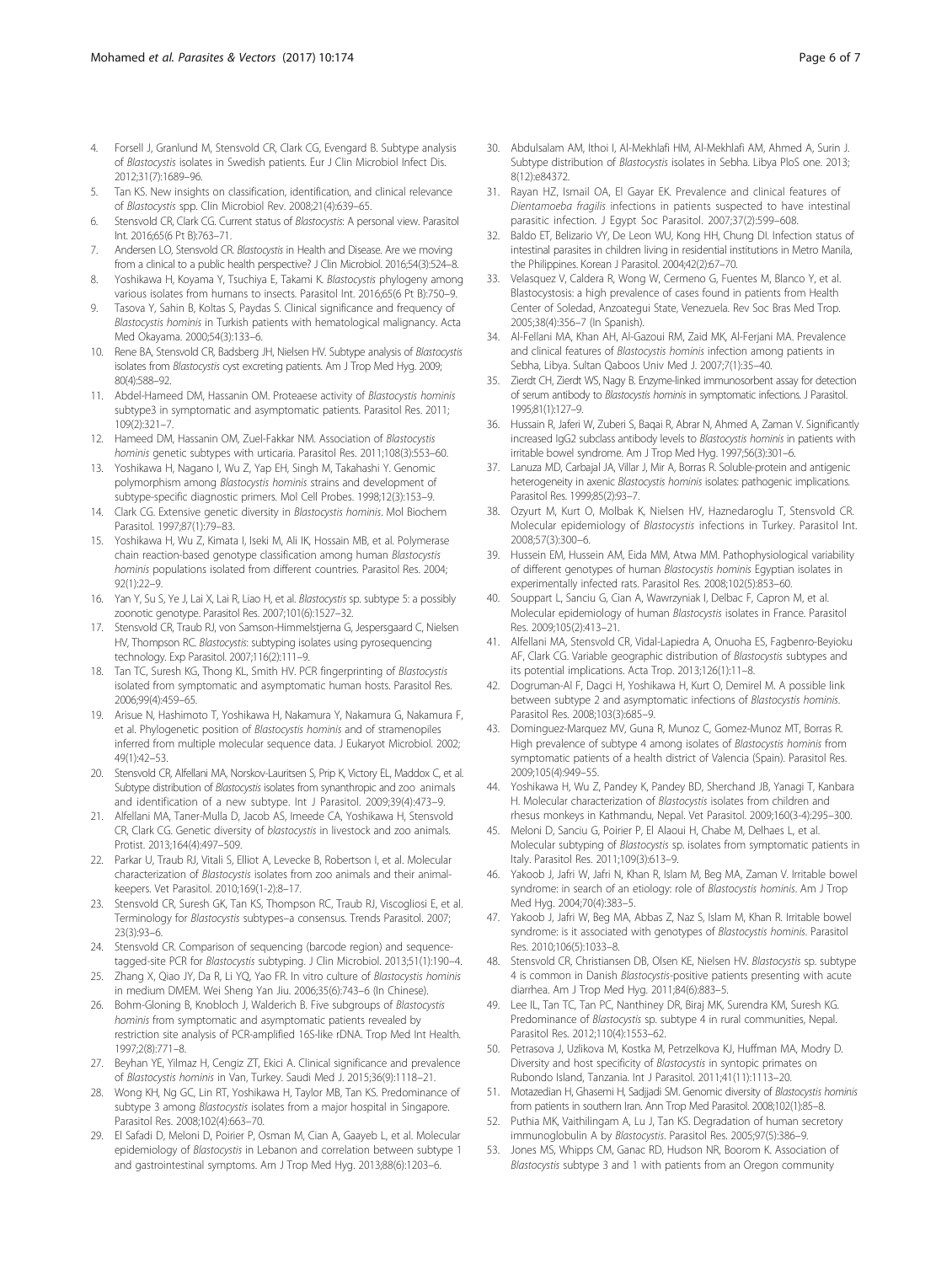4. Forsell J, Granlund M, Stensvold CR, Clark CG, Evengard B. Subtype analysis of *Blastocystis* isolates in Swedish patients. Eur J Clin Microbiol Infect Dis. 2012;31(7):1689–96.
5. Tan KS. New insights on classification, identification, and clinical relevance of *Blastocystis* spp. Clin Microbiol Rev. 2008;21(4):639–65.
6. Stensvold CR, Clark CG. Current status of *Blastocystis*: A personal view. Parasitol Int. 2016;65(6 Pt B):763–71.
7. Andersen LO, Stensvold CR. *Blastocystis* in Health and Disease. Are we moving from a clinical to a public health perspective? J Clin Microbiol. 2016;54(3):524–8.
8. Yoshikawa H, Koyama Y, Tsuchiya E, Takami K. *Blastocystis* phylogeny among various isolates from humans to insects. Parasitol Int. 2016;65(6 Pt B):750–9.
9. Tasova Y, Sahin B, Koltas S, Paydas S. Clinical significance and frequency of *Blastocystis hominis* in Turkish patients with hematological malignancy. Acta Med Okayama. 2000;54(3):133–6.
10. Rene BA, Stensvold CR, Badsberg JH, Nielsen HV. Subtype analysis of *Blastocystis* isolates from *Blastocystis* cyst excreting patients. Am J Trop Med Hyg. 2009;80(4):588–92.
11. Abdel-Hameed DM, Hassanin OM. Proteaese activity of *Blastocystis hominis* subtype3 in symptomatic and asymptomatic patients. Parasitol Res. 2011;109(2):321–7.
12. Hameed DM, Hassanin OM, Zuel-Fakkar NM. Association of *Blastocystis hominis* genetic subtypes with urticaria. Parasitol Res. 2011;108(3):553–60.
13. Yoshikawa H, Nagano I, Wu Z, Yap EH, Singh M, Takahashi Y. Genomic polymorphism among *Blastocystis hominis* strains and development of subtype-specific diagnostic primers. Mol Cell Probes. 1998;12(3):153–9.
14. Clark CG. Extensive genetic diversity in *Blastocystis hominis*. Mol Biochem Parasitol. 1997;87(1):79–83.
15. Yoshikawa H, Wu Z, Kimata I, Iseki M, Ali IK, Hossain MB, et al. Polymerase chain reaction-based genotype classification among human *Blastocystis hominis* populations isolated from different countries. Parasitol Res. 2004;92(1):22–9.
16. Yan Y, Su S, Ye J, Lai X, Lai R, Liao H, et al. *Blastocystis* sp. subtype 5: a possibly zoonotic genotype. Parasitol Res. 2007;101(6):1527–32.
17. Stensvold CR, Traub RJ, von Samson-Himmelstjerna G, Jespersgaard C, Nielsen HV, Thompson RC. *Blastocystis*: subtyping isolates using pyrosequencing technology. Exp Parasitol. 2007;116(2):111–9.
18. Tan TC, Suresh KG, Thong KL, Smith HV. PCR fingerprinting of *Blastocystis* isolated from symptomatic and asymptomatic human hosts. Parasitol Res. 2006;99(4):459–65.
19. Arisue N, Hashimoto T, Yoshikawa H, Nakamura Y, Nakamura G, Nakamura F, et al. Phylogenetic position of *Blastocystis hominis* and of stramenopiles inferred from multiple molecular sequence data. J Eukaryot Microbiol. 2002;49(1):42–53.
20. Stensvold CR, Alfellani MA, Norskov-Lauritsen S, Prip K, Victory EL, Maddox C, et al. Subtype distribution of *Blastocystis* isolates from synanthropic and zoo animals and identification of a new subtype. Int J Parasitol. 2009;39(4):473–9.
21. Alfellani MA, Taner-Mulla D, Jacob AS, Imeede CA, Yoshikawa H, Stensvold CR, Clark CG. Genetic diversity of *blastocystis* in livestock and zoo animals. Protist. 2013;164(4):497–509.
22. Parkar U, Traub RJ, Vitali S, Elliot A, Levecke B, Robertson I, et al. Molecular characterization of *Blastocystis* isolates from zoo animals and their animal-keepers. Vet Parasitol. 2010;169(1-2):8–17.
23. Stensvold CR, Suresh GK, Tan KS, Thompson RC, Traub RJ, Viscogliosi E, et al. Terminology for *Blastocystis* subtypes–a consensus. Trends Parasitol. 2007;23(3):93–6.
24. Stensvold CR. Comparison of sequencing (barcode region) and sequence-tagged-site PCR for *Blastocystis* subtyping. J Clin Microbiol. 2013;51(1):190–4.
25. Zhang X, Qiao JY, Da R, Li YQ, Yao FR. In vitro culture of *Blastocystis hominis* in medium DMEM. Wei Sheng Yan Jiu. 2006;35(6):743–6 (In Chinese).
26. Bohm-Gloning B, Knobloch J, Walderich B. Five subgroups of *Blastocystis hominis* from symptomatic and asymptomatic patients revealed by restriction site analysis of PCR-amplified 16S-like rDNA. Trop Med Int Health. 1997;2(8):771–8.
27. Beyhan YE, Yilmaz H, Cengiz ZT, Ekici A. Clinical significance and prevalence of *Blastocystis hominis* in Van, Turkey. Saudi Med J. 2015;36(9):1118–21.
28. Wong KH, Ng GC, Lin RT, Yoshikawa H, Taylor MB, Tan KS. Predominance of subtype 3 among *Blastocystis* isolates from a major hospital in Singapore. Parasitol Res. 2008;102(4):663–70.
29. El Safadi D, Meloni D, Poirier P, Osman M, Cian A, Gaayeb L, et al. Molecular epidemiology of *Blastocystis* in Lebanon and correlation between subtype 1 and gastrointestinal symptoms. Am J Trop Med Hyg. 2013;88(6):1203–6.
30. Abdulsalam AM, Ithoi I, Al-Mekhlafi HM, Al-Mekhlafi AM, Ahmed A, Surin J. Subtype distribution of *Blastocystis* isolates in Sebha. Libya PloS one. 2013;8(12):e84372.
31. Rayan HZ, Ismail OA, El Gayar EK. Prevalence and clinical features of *Dientamoeba fragilis* infections in patients suspected to have intestinal parasitic infection. J Egypt Soc Parasitol. 2007;37(2):599–608.
32. Baldo ET, Belizario VY, De Leon WU, Kong HH, Chung DI. Infection status of intestinal parasites in children living in residential institutions in Metro Manila, the Philippines. Korean J Parasitol. 2004;42(2):67–70.
33. Velasquez V, Caldera R, Wong W, Cermeno G, Fuentes M, Blanco Y, et al. Blastocystosis: a high prevalence of cases found in patients from Health Center of Soledad, Anzoategui State, Venezuela. Rev Soc Bras Med Trop. 2005;38(4):356–7 (In Spanish).
34. Al-Fellani MA, Khan AH, Al-Gazoui RM, Zaid MK, Al-Ferjani MA. Prevalence and clinical features of *Blastocystis hominis* infection among patients in Sebha, Libya. Sultan Qaboos Univ Med J. 2007;7(1):35–40.
35. Zierdt CH, Zierdt WS, Nagy B. Enzyme-linked immunosorbent assay for detection of serum antibody to *Blastocystis hominis* in symptomatic infections. J Parasitol. 1995;81(1):127–9.
36. Hussain R, Jaferi W, Zuberi S, Baqai R, Abrar N, Ahmed A, Zaman V. Significantly increased IgG2 subclass antibody levels to *Blastocystis hominis* in patients with irritable bowel syndrome. Am J Trop Med Hyg. 1997;56(3):301–6.
37. Lanuza MD, Carbajal JA, Villar J, Mir A, Borras R. Soluble-protein and antigenic heterogeneity in axenic *Blastocystis hominis* isolates: pathogenic implications. Parasitol Res. 1999;85(2):93–7.
38. Ozyurt M, Kurt O, Molbak K, Nielsen HV, Haznedaroglu T, Stensvold CR. Molecular epidemiology of *Blastocystis* infections in Turkey. Parasitol Int. 2008;57(3):300–6.
39. Hussein EM, Hussein AM, Eida MM, Atwa MM. Pathophysiological variability of different genotypes of human *Blastocystis hominis* Egyptian isolates in experimentally infected rats. Parasitol Res. 2008;102(5):853–60.
40. Souppart L, Sanciu G, Cian A, Wawrzyniak I, Delbac F, Capron M, et al. Molecular epidemiology of human *Blastocystis* isolates in France. Parasitol Res. 2009;105(2):413–21.
41. Alfellani MA, Stensvold CR, Vidal-Lapiedra A, Onuoha ES, Fagbenro-Beyioku AF, Clark CG. Variable geographic distribution of *Blastocystis* subtypes and its potential implications. Acta Trop. 2013;126(1):11–8.
42. Dogruman-Al F, Dagci H, Yoshikawa H, Kurt O, Demirel M. A possible link between subtype 2 and asymptomatic infections of *Blastocystis hominis*. Parasitol Res. 2008;103(3):685–9.
43. Dominguez-Marquez MV, Guna R, Munoz C, Gomez-Munoz MT, Borras R. High prevalence of subtype 4 among isolates of *Blastocystis hominis* from symptomatic patients of a health district of Valencia (Spain). Parasitol Res. 2009;105(4):949–55.
44. Yoshikawa H, Wu Z, Pandey K, Pandey BD, Sherchand JB, Yanagi T, Kanbara H. Molecular characterization of *Blastocystis* isolates from children and rhesus monkeys in Kathmandu, Nepal. Vet Parasitol. 2009;160(3-4):295–300.
45. Meloni D, Sanciu G, Poirier P, El Alaoui H, Chabe M, Delhaes L, et al. Molecular subtyping of *Blastocystis* sp. isolates from symptomatic patients in Italy. Parasitol Res. 2011;109(3):613–9.
46. Yakoob J, Jafri W, Jafri N, Khan R, Islam M, Beg MA, Zaman V. Irritable bowel syndrome: in search of an etiology: role of *Blastocystis hominis*. Am J Trop Med Hyg. 2004;70(4):383–5.
47. Yakoob J, Jafri W, Beg MA, Abbas Z, Naz S, Islam M, Khan R. Irritable bowel syndrome: is it associated with genotypes of *Blastocystis hominis*. Parasitol Res. 2010;106(5):1033–8.
48. Stensvold CR, Christiansen DB, Olsen KE, Nielsen HV. *Blastocystis* sp. subtype 4 is common in Danish *Blastocystis*-positive patients presenting with acute diarrhea. Am J Trop Med Hyg. 2011;84(6):883–5.
49. Lee IL, Tan TC, Tan PC, Nanthiney DR, Biraj MK, Surendra KM, Suresh KG. Predominance of *Blastocystis* sp. subtype 4 in rural communities, Nepal. Parasitol Res. 2012;110(4):1553–62.
50. Petrasova J, Uzlikova M, Kostka M, Petrzelkova KJ, Huffman MA, Modry D. Diversity and host specificity of *Blastocystis* in syntopic primates on Rubondo Island, Tanzania. Int J Parasitol. 2011;41(11):1113–20.
51. Motazedian H, Ghasemi H, Sadjjadi SM. Genomic diversity of *Blastocystis hominis* from patients in southern Iran. Ann Trop Med Parasitol. 2008;102(1):85–8.
52. Puthia MK, Vaithilingam A, Lu J, Tan KS. Degradation of human secretory immunoglobulin A by *Blastocystis*. Parasitol Res. 2005;97(5):386–9.
53. Jones MS, Whipps CM, Ganac RD, Hudson NR, Boorom K. Association of *Blastocystis* subtype 3 and 1 with patients from an Oregon community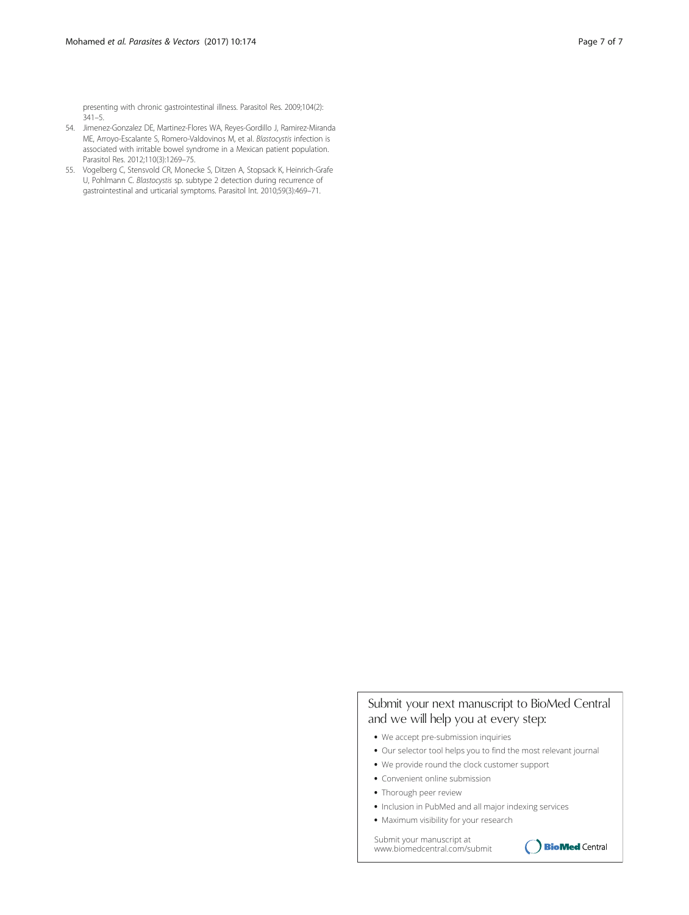presenting with chronic gastrointestinal illness. Parasitol Res. 2009;104(2):341–5.

54. Jimenez-Gonzalez DE, Martinez-Flores WA, Reyes-Gordillo J, Ramirez-Miranda ME, Arroyo-Escalante S, Romero-Valdovinos M, et al. *Blastocystis* infection is associated with irritable bowel syndrome in a Mexican patient population. Parasitol Res. 2012;110(3):1269–75.
55. Vogelberg C, Stensvold CR, Monecke S, Ditzen A, Stopsack K, Heinrich-Grafe U, Pohlmann C. *Blastocystis* sp. subtype 2 detection during recurrence of gastrointestinal and urticarial symptoms. Parasitol Int. 2010;59(3):469–71.

Submit your next manuscript to BioMed Central and we will help you at every step:

- We accept pre-submission inquiries
- Our selector tool helps you to find the most relevant journal
- We provide round the clock customer support
- Convenient online submission
- Thorough peer review
- Inclusion in PubMed and all major indexing services
- Maximum visibility for your research

Submit your manuscript at
www.biomedcentral.com/submit

BioMed Central